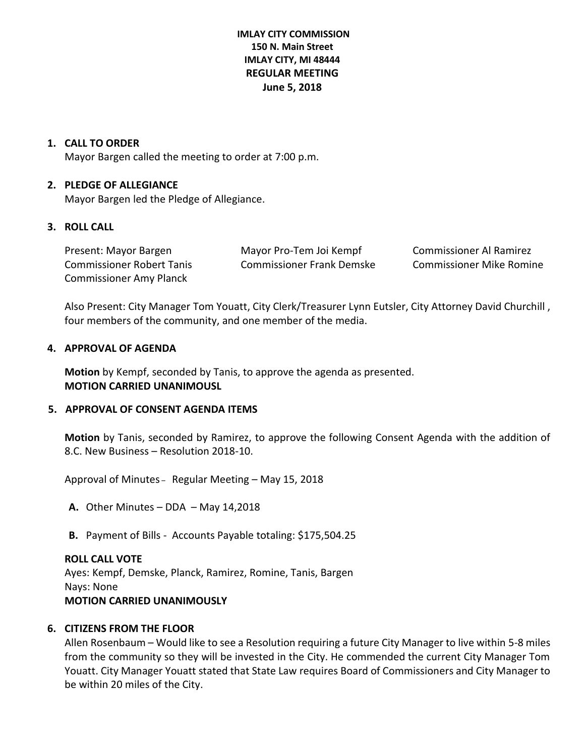**IMLAY CITY COMMISSION**
**150 N. Main Street**
**IMLAY CITY, MI 48444**
**REGULAR MEETING**
**June 5, 2018**

**1. CALL TO ORDER**
Mayor Bargen called the meeting to order at 7:00 p.m.

**2. PLEDGE OF ALLEGIANCE**
Mayor Bargen led the Pledge of Allegiance.

**3. ROLL CALL**

Present: Mayor Bargen, Mayor Pro-Tem Joi Kempf, Commissioner Al Ramirez, Commissioner Robert Tanis, Commissioner Frank Demske, Commissioner Mike Romine, Commissioner Amy Planck

Also Present: City Manager Tom Youatt, City Clerk/Treasurer Lynn Eutsler, City Attorney David Churchill , four members of the community, and one member of the media.

**4. APPROVAL OF AGENDA**

**Motion** by Kempf, seconded by Tanis, to approve the agenda as presented.
**MOTION CARRIED UNANIMOUSL**

**5. APPROVAL OF CONSENT AGENDA ITEMS**

**Motion** by Tanis, seconded by Ramirez, to approve the following Consent Agenda with the addition of 8.C. New Business – Resolution 2018-10.

Approval of Minutes – Regular Meeting – May 15, 2018

**A.** Other Minutes – DDA – May 14,2018

**B.** Payment of Bills - Accounts Payable totaling: $175,504.25

**ROLL CALL VOTE**
Ayes: Kempf, Demske, Planck, Ramirez, Romine, Tanis, Bargen
Nays: None
**MOTION CARRIED UNANIMOUSLY**

**6. CITIZENS FROM THE FLOOR**
Allen Rosenbaum – Would like to see a Resolution requiring a future City Manager to live within 5-8 miles from the community so they will be invested in the City. He commended the current City Manager Tom Youatt. City Manager Youatt stated that State Law requires Board of Commissioners and City Manager to be within 20 miles of the City.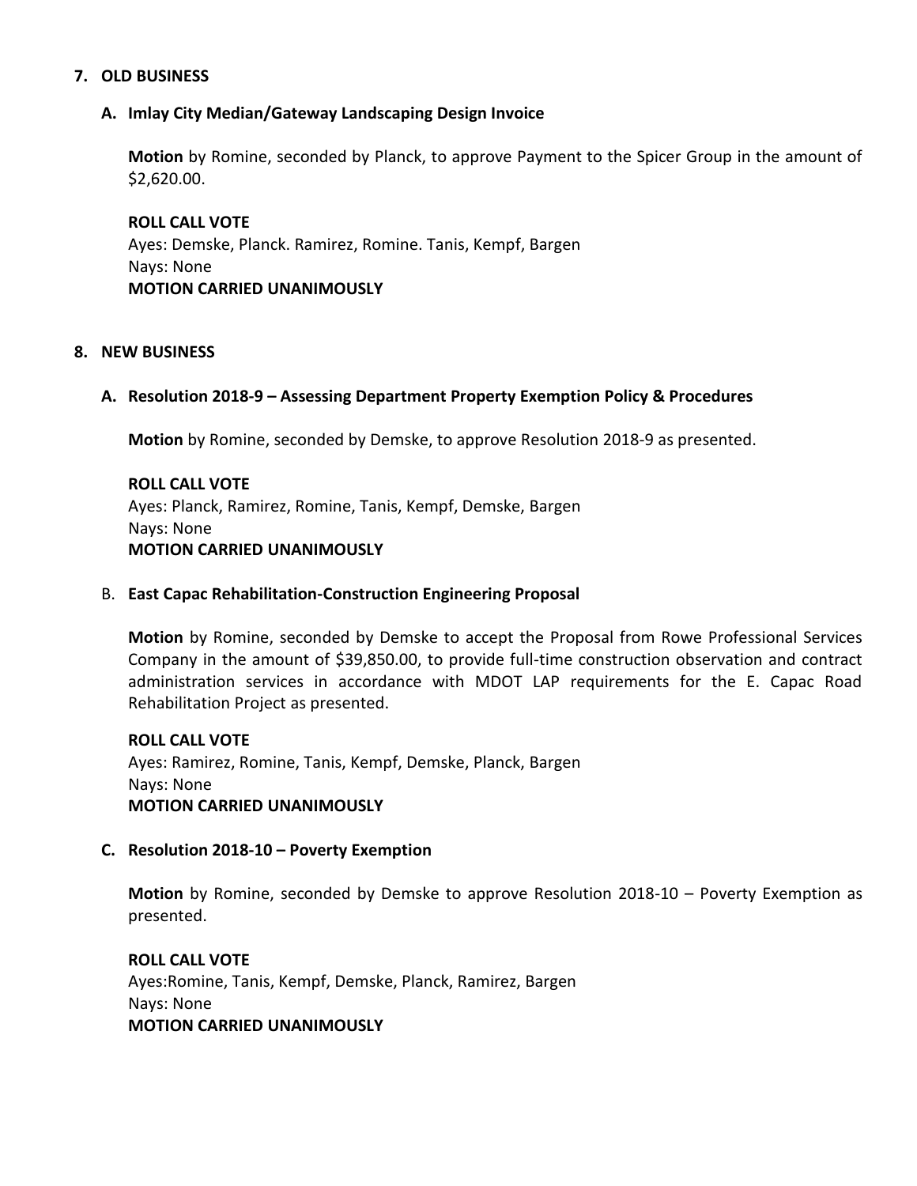## 7. OLD BUSINESS

### A. Imlay City Median/Gateway Landscaping Design Invoice

**Motion** by Romine, seconded by Planck, to approve Payment to the Spicer Group in the amount of $2,620.00.

**ROLL CALL VOTE**
Ayes: Demske, Planck. Ramirez, Romine. Tanis, Kempf, Bargen
Nays: None
**MOTION CARRIED UNANIMOUSLY**

## 8. NEW BUSINESS

### A. Resolution 2018-9 – Assessing Department Property Exemption Policy & Procedures

**Motion** by Romine, seconded by Demske, to approve Resolution 2018-9 as presented.

**ROLL CALL VOTE**
Ayes: Planck, Ramirez, Romine, Tanis, Kempf, Demske, Bargen
Nays: None
**MOTION CARRIED UNANIMOUSLY**

### B. East Capac Rehabilitation-Construction Engineering Proposal

**Motion** by Romine, seconded by Demske to accept the Proposal from Rowe Professional Services Company in the amount of $39,850.00, to provide full-time construction observation and contract administration services in accordance with MDOT LAP requirements for the E. Capac Road Rehabilitation Project as presented.

**ROLL CALL VOTE**
Ayes: Ramirez, Romine, Tanis, Kempf, Demske, Planck, Bargen
Nays: None
**MOTION CARRIED UNANIMOUSLY**

### C. Resolution 2018-10 – Poverty Exemption

**Motion** by Romine, seconded by Demske to approve Resolution 2018-10 – Poverty Exemption as presented.

**ROLL CALL VOTE**
Ayes:Romine, Tanis, Kempf, Demske, Planck, Ramirez, Bargen
Nays: None
**MOTION CARRIED UNANIMOUSLY**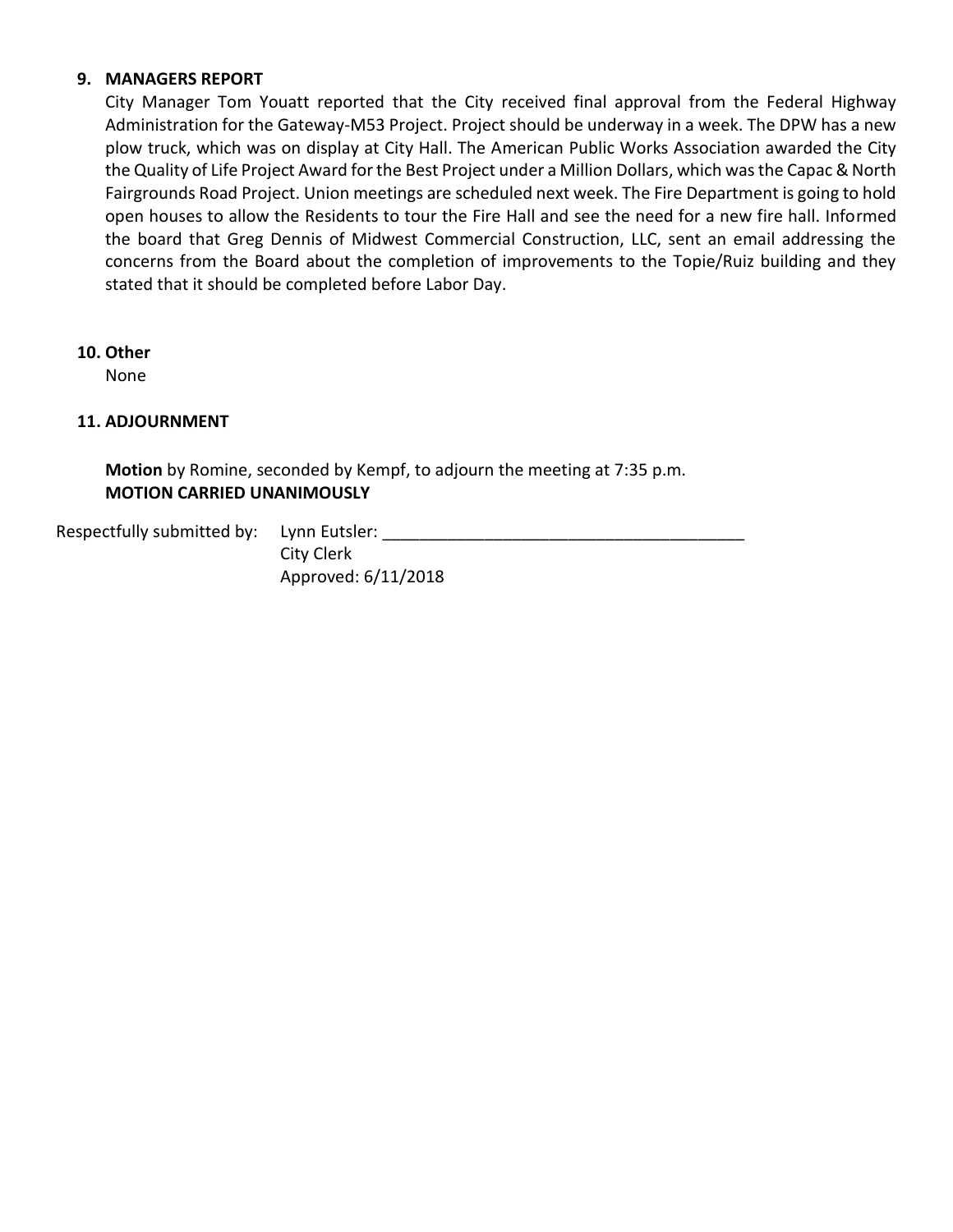**9. MANAGERS REPORT**

City Manager Tom Youatt reported that the City received final approval from the Federal Highway Administration for the Gateway-M53 Project. Project should be underway in a week. The DPW has a new plow truck, which was on display at City Hall. The American Public Works Association awarded the City the Quality of Life Project Award for the Best Project under a Million Dollars, which was the Capac & North Fairgrounds Road Project. Union meetings are scheduled next week. The Fire Department is going to hold open houses to allow the Residents to tour the Fire Hall and see the need for a new fire hall. Informed the board that Greg Dennis of Midwest Commercial Construction, LLC, sent an email addressing the concerns from the Board about the completion of improvements to the Topie/Ruiz building and they stated that it should be completed before Labor Day.

**10. Other**

None

**11. ADJOURNMENT**

**Motion** by Romine, seconded by Kempf, to adjourn the meeting at 7:35 p.m.
**MOTION CARRIED UNANIMOUSLY**

Respectfully submitted by: Lynn Eutsler: ______________________________________
City Clerk
Approved: 6/11/2018